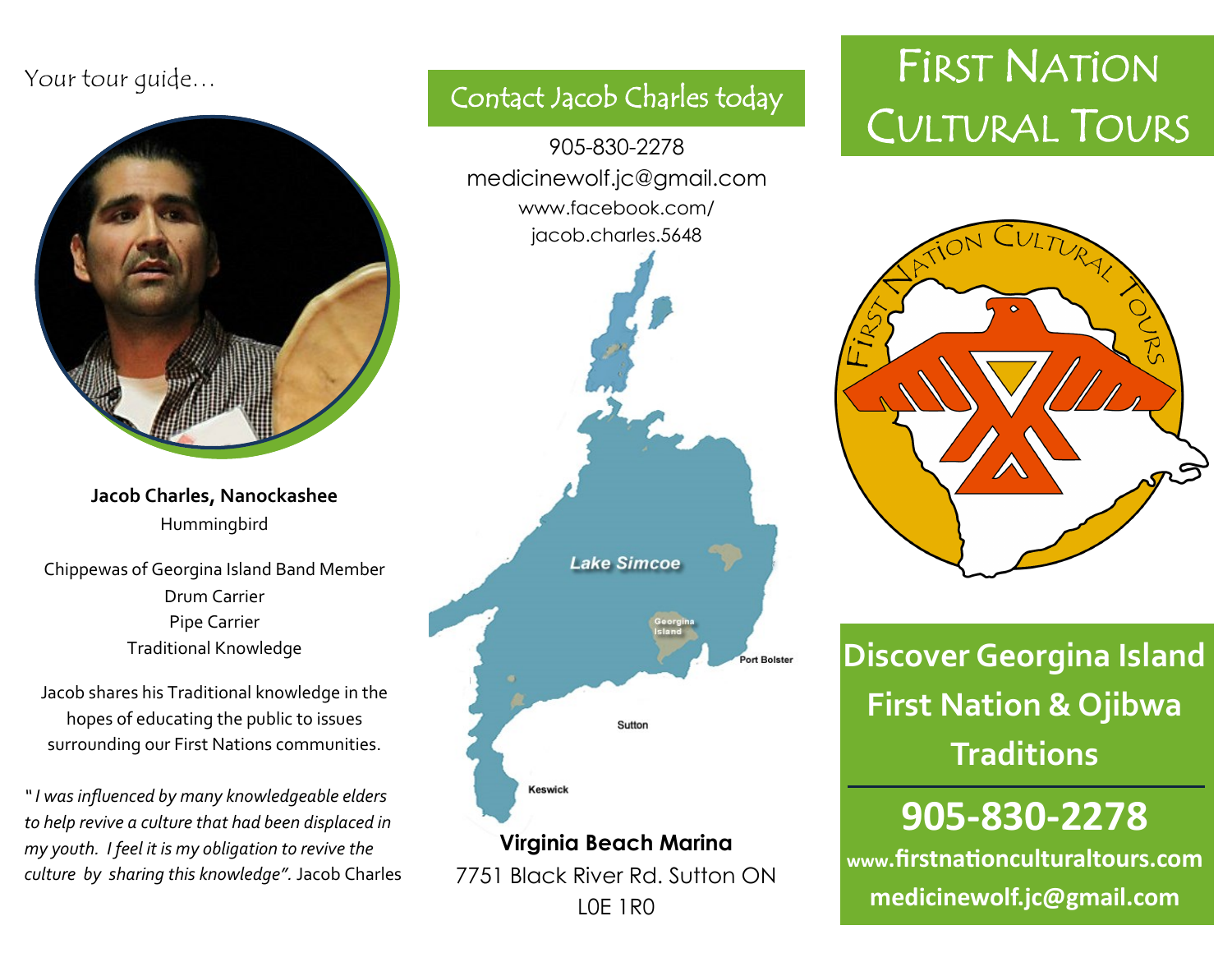Your tour guide…

**Jacob Charles, Nanockashee**
Hummingbird

Chippewas of Georgina Island Band Member
Drum Carrier
Pipe Carrier
Traditional Knowledge

Jacob shares his Traditional knowledge in the hopes of educating the public to issues surrounding our First Nations communities.

"*I was influenced by many knowledgeable elders to help revive a culture that had been displaced in my youth. I feel it is my obligation to revive the culture by sharing this knowledge".* Jacob Charles

## Contact Jacob Charles today

905-830-2278
medicinewolf.jc@gmail.com
www.facebook.com/jacob.charles.5648

Lake Simcoe
Georgina Island
Port Bolster
Sutton
Keswick

**Virginia Beach Marina**
7751 Black River Rd. Sutton ON
L0E 1R0

# First Nation Cultural Tours

First Nation Cultural Tours

## Discover Georgina Island First Nation & Ojibwa Traditions

**905-830-2278**

**www.firstnationculturaltours.com**

**medicinewolf.jc@gmail.com**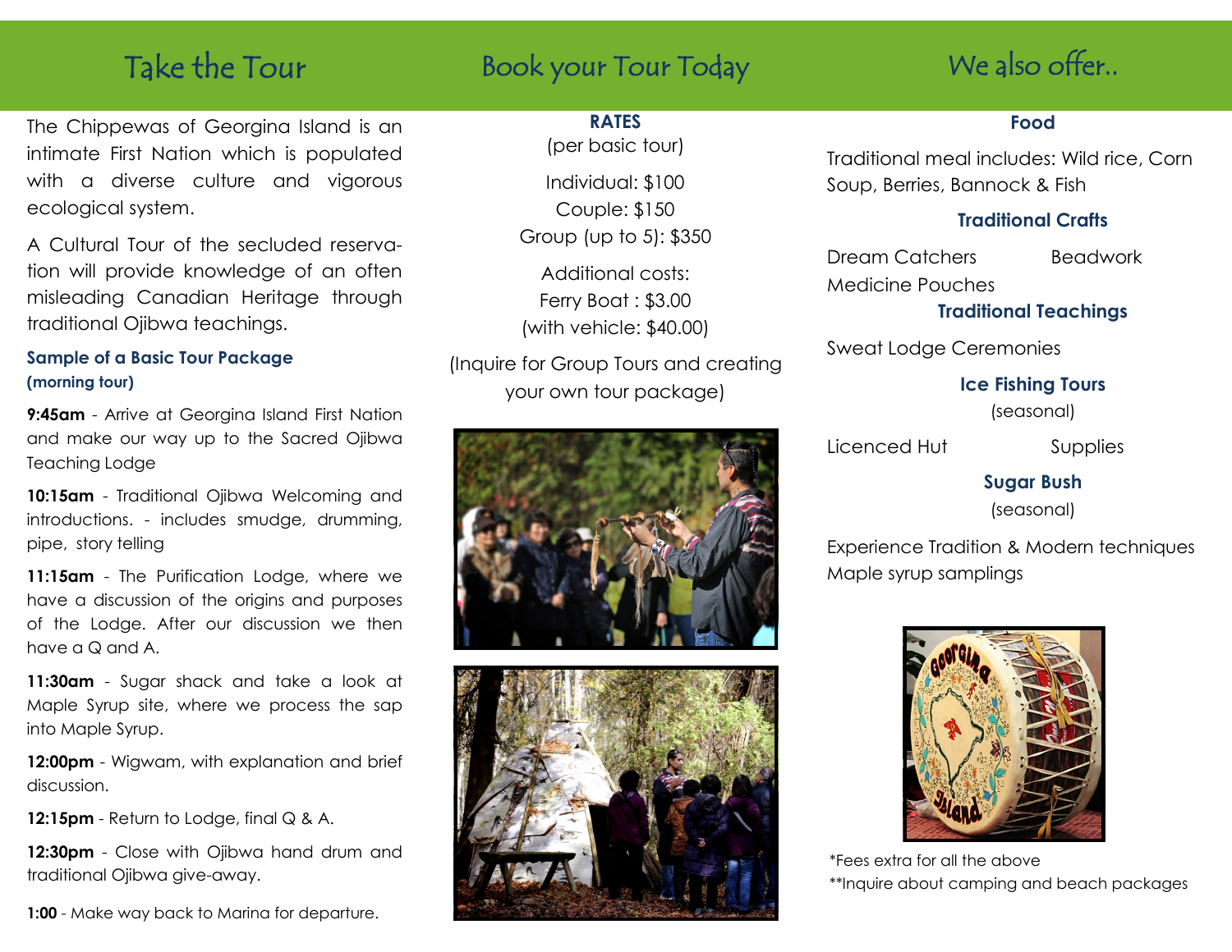## Take the Tour

The Chippewas of Georgina Island is an intimate First Nation which is populated with a diverse culture and vigorous ecological system.

A Cultural Tour of the secluded reservation will provide knowledge of an often misleading Canadian Heritage through traditional Ojibwa teachings.

### Sample of a Basic Tour Package
**(morning tour)**

**9:45am** - Arrive at Georgina Island First Nation and make our way up to the Sacred Ojibwa Teaching Lodge

**10:15am** - Traditional Ojibwa Welcoming and introductions. - includes smudge, drumming, pipe, story telling

**11:15am** - The Purification Lodge, where we have a discussion of the origins and purposes of the Lodge. After our discussion we then have a Q and A.

**11:30am** - Sugar shack and take a look at Maple Syrup site, where we process the sap into Maple Syrup.

**12:00pm** - Wigwam, with explanation and brief discussion.

**12:15pm** - Return to Lodge, final Q & A.

**12:30pm** - Close with Ojibwa hand drum and traditional Ojibwa give-away.

**1:00** - Make way back to Marina for departure.

## Book your Tour Today

**RATES**
(per basic tour)

Individual: $100
Couple: $150
Group (up to 5): $350

Additional costs:
Ferry Boat : $3.00
(with vehicle: $40.00)

(Inquire for Group Tours and creating your own tour package)

## We also offer..

**Food**

Traditional meal includes: Wild rice, Corn Soup, Berries, Bannock & Fish

**Traditional Crafts**

Dream Catchers
Beadwork
Medicine Pouches

**Traditional Teachings**

Sweat Lodge Ceremonies

**Ice Fishing Tours**
(seasonal)

Licenced Hut
Supplies

**Sugar Bush**
(seasonal)

Experience Tradition & Modern techniques
Maple syrup samplings

*Fees extra for all the above
**Inquire about camping and beach packages